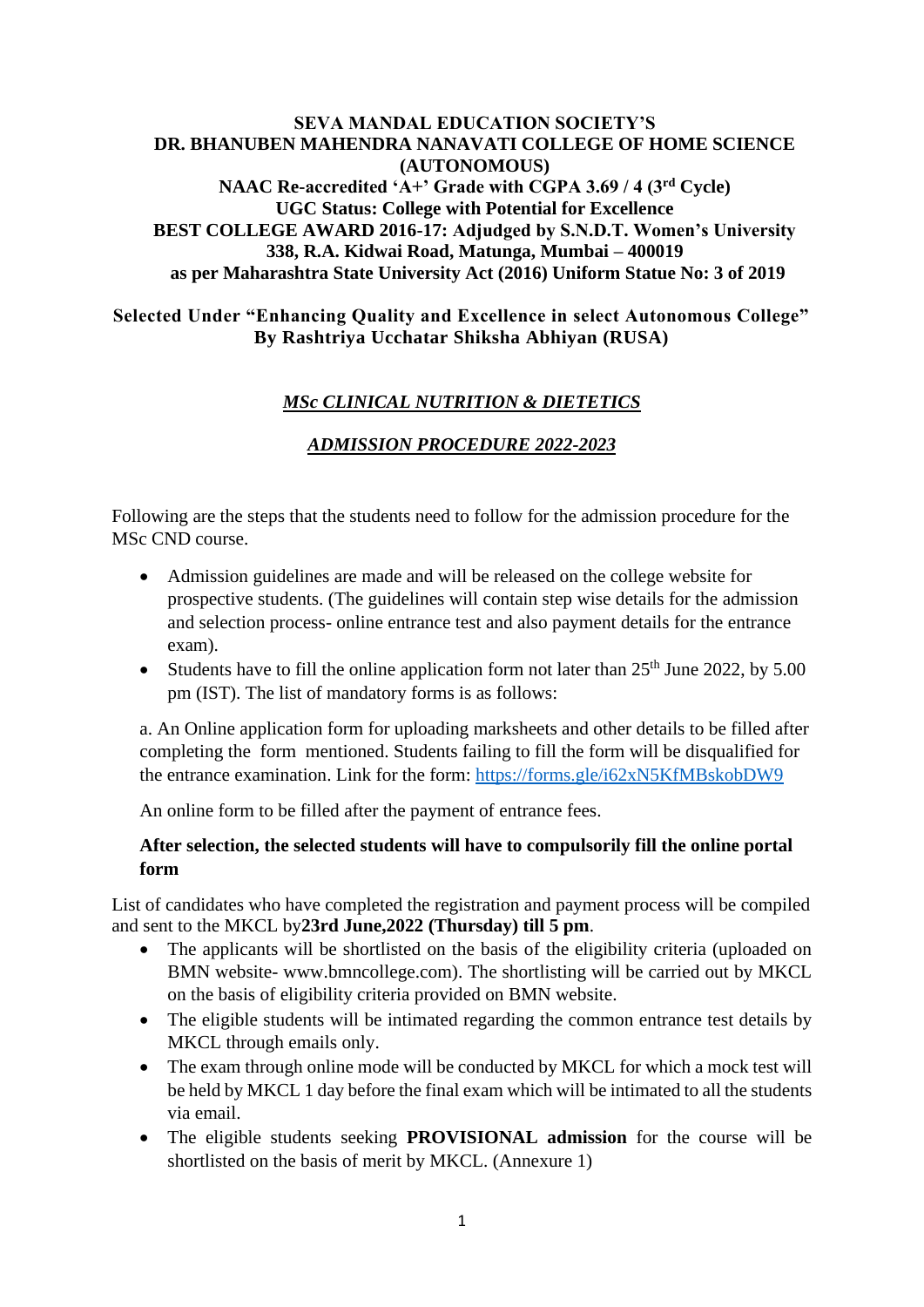**SEVA MANDAL EDUCATION SOCIETY'S**
**DR. BHANUBEN MAHENDRA NANAVATI COLLEGE OF HOME SCIENCE (AUTONOMOUS)**
**NAAC Re-accredited 'A+' Grade with CGPA 3.69 / 4 (3rd Cycle)**
**UGC Status: College with Potential for Excellence**
**BEST COLLEGE AWARD 2016-17: Adjudged by S.N.D.T. Women's University**
**338, R.A. Kidwai Road, Matunga, Mumbai – 400019**
**as per Maharashtra State University Act (2016) Uniform Statue No: 3 of 2019**

**Selected Under "Enhancing Quality and Excellence in select Autonomous College" By Rashtriya Ucchatar Shiksha Abhiyan (RUSA)**

***MSc CLINICAL NUTRITION & DIETETICS***

***ADMISSION PROCEDURE 2022-2023***

Following are the steps that the students need to follow for the admission procedure for the MSc CND course.

- Admission guidelines are made and will be released on the college website for prospective students. (The guidelines will contain step wise details for the admission and selection process- online entrance test and also payment details for the entrance exam).
- Students have to fill the online application form not later than 25th June 2022, by 5.00 pm (IST). The list of mandatory forms is as follows:

  a. An Online application form for uploading marksheets and other details to be filled after completing the form mentioned. Students failing to fill the form will be disqualified for the entrance examination. Link for the form: https://forms.gle/i62xN5KfMBskobDW9

  An online form to be filled after the payment of entrance fees.

  **After selection, the selected students will have to compulsorily fill the online portal form**

List of candidates who have completed the registration and payment process will be compiled and sent to the MKCL by **23rd June,2022 (Thursday) till 5 pm**.

- The applicants will be shortlisted on the basis of the eligibility criteria (uploaded on BMN website- www.bmncollege.com). The shortlisting will be carried out by MKCL on the basis of eligibility criteria provided on BMN website.
- The eligible students will be intimated regarding the common entrance test details by MKCL through emails only.
- The exam through online mode will be conducted by MKCL for which a mock test will be held by MKCL 1 day before the final exam which will be intimated to all the students via email.
- The eligible students seeking **PROVISIONAL admission** for the course will be shortlisted on the basis of merit by MKCL. (Annexure 1)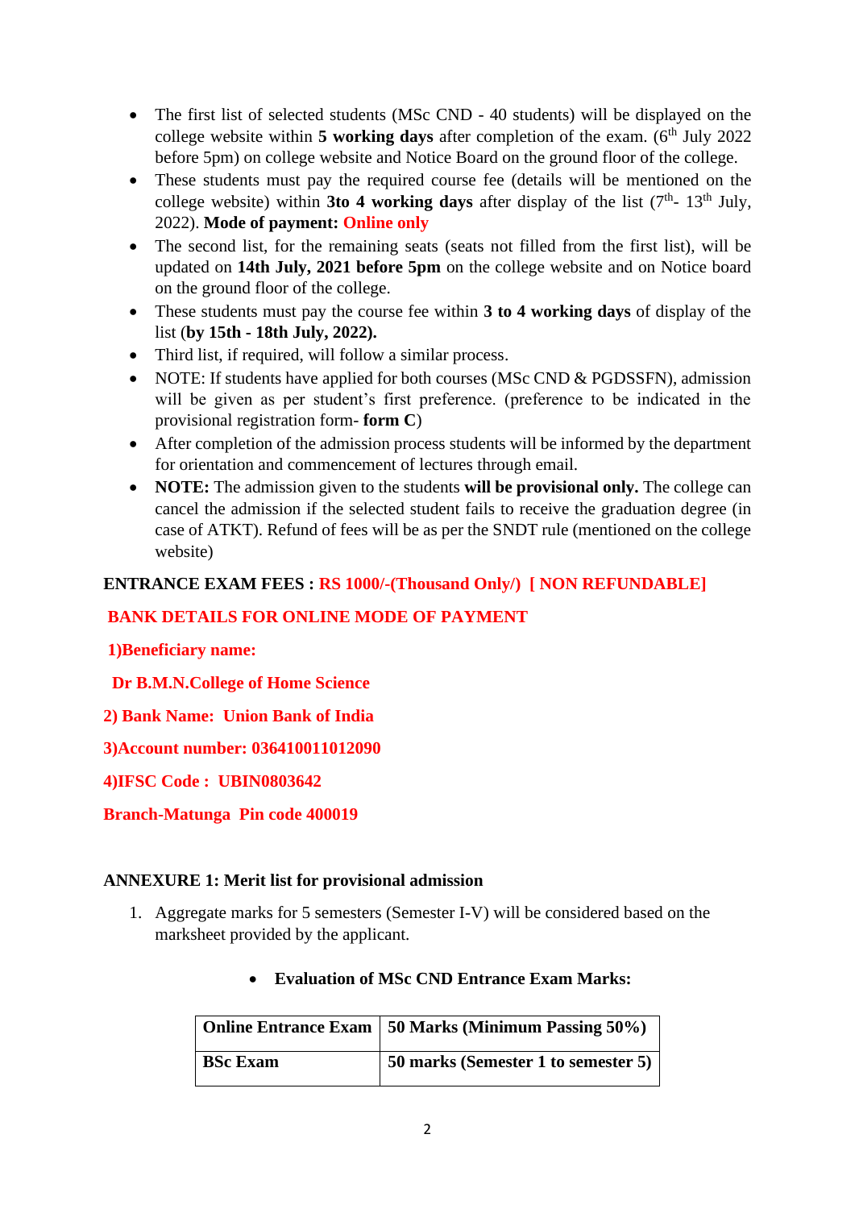- The first list of selected students (MSc CND - 40 students) will be displayed on the college website within **5 working days** after completion of the exam. (6th July 2022 before 5pm) on college website and Notice Board on the ground floor of the college.
- These students must pay the required course fee (details will be mentioned on the college website) within **3to 4 working days** after display of the list (7th- 13th July, 2022). **Mode of payment:** **Online only**
- The second list, for the remaining seats (seats not filled from the first list), will be updated on **14th July, 2021 before 5pm** on the college website and on Notice board on the ground floor of the college.
- These students must pay the course fee within **3 to 4 working days** of display of the list (**by 15th - 18th July, 2022).**
- Third list, if required, will follow a similar process.
- NOTE: If students have applied for both courses (MSc CND & PGDSSFN), admission will be given as per student's first preference. (preference to be indicated in the provisional registration form- **form C**)
- After completion of the admission process students will be informed by the department for orientation and commencement of lectures through email.
- **NOTE:** The admission given to the students **will be provisional only.** The college can cancel the admission if the selected student fails to receive the graduation degree (in case of ATKT). Refund of fees will be as per the SNDT rule (mentioned on the college website)

**ENTRANCE EXAM FEES : RS 1000/-(Thousand Only/) [ NON REFUNDABLE]**

**BANK DETAILS FOR ONLINE MODE OF PAYMENT**

**1)Beneficiary name:**

**Dr B.M.N.College of Home Science**

**2) Bank Name: Union Bank of India**

**3)Account number: 036410011012090**

**4)IFSC Code : UBIN0803642**

**Branch-Matunga Pin code 400019**

**ANNEXURE 1: Merit list for provisional admission**

1. Aggregate marks for 5 semesters (Semester I-V) will be considered based on the marksheet provided by the applicant.

   - **Evaluation of MSc CND Entrance Exam Marks:**

| Online Entrance Exam | 50 Marks (Minimum Passing 50%) |
|---|---|
| BSc Exam | 50 marks (Semester 1 to semester 5) |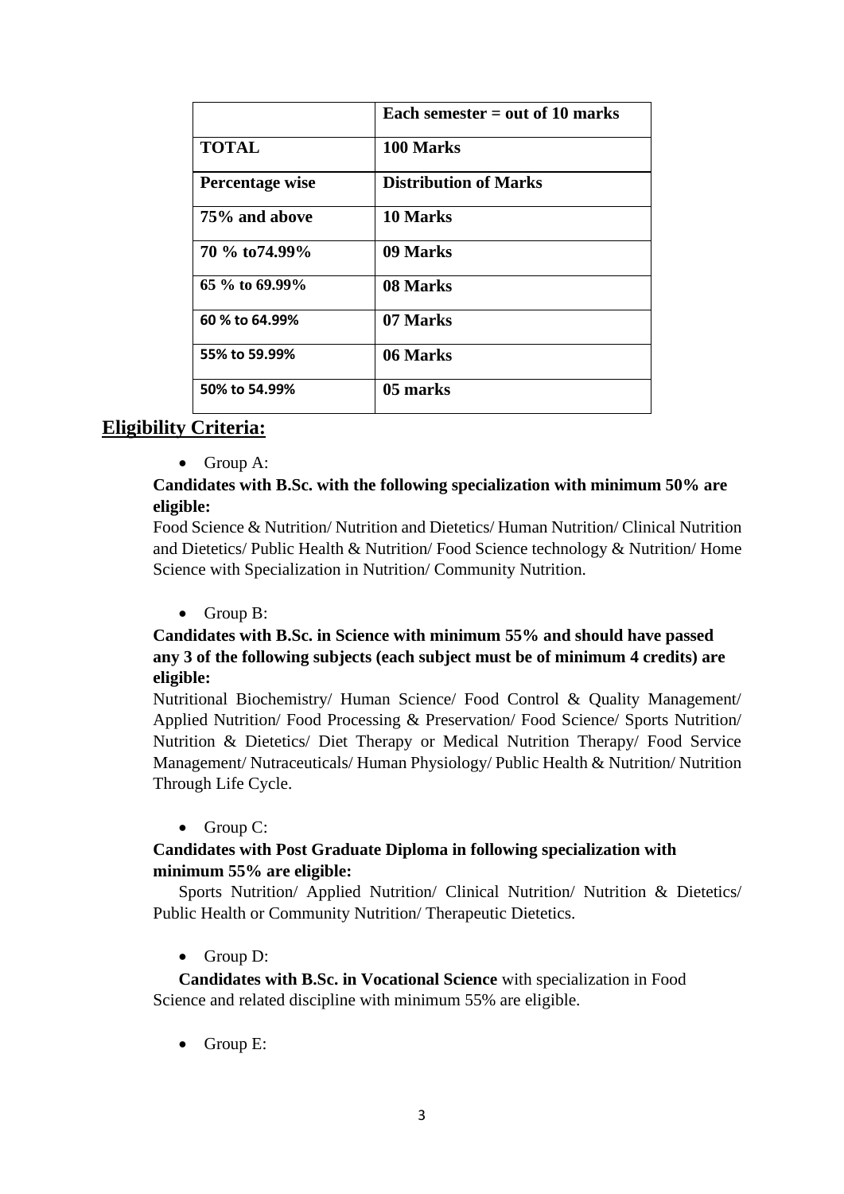| | Each semester = out of 10 marks |
|---|---|
| **TOTAL** | **100 Marks** |
| **Percentage wise** | **Distribution of Marks** |
| **75% and above** | **10 Marks** |
| **70 % to74.99%** | **09 Marks** |
| **65 % to 69.99%** | **08 Marks** |
| **60 % to 64.99%** | **07 Marks** |
| **55% to 59.99%** | **06 Marks** |
| **50% to 54.99%** | **05 marks** |

## Eligibility Criteria:

- Group A:

**Candidates with B.Sc. with the following specialization with minimum 50% are eligible:**

Food Science & Nutrition/ Nutrition and Dietetics/ Human Nutrition/ Clinical Nutrition and Dietetics/ Public Health & Nutrition/ Food Science technology & Nutrition/ Home Science with Specialization in Nutrition/ Community Nutrition.

- Group B:

**Candidates with B.Sc. in Science with minimum 55% and should have passed any 3 of the following subjects (each subject must be of minimum 4 credits) are eligible:**

Nutritional Biochemistry/ Human Science/ Food Control & Quality Management/ Applied Nutrition/ Food Processing & Preservation/ Food Science/ Sports Nutrition/ Nutrition & Dietetics/ Diet Therapy or Medical Nutrition Therapy/ Food Service Management/ Nutraceuticals/ Human Physiology/ Public Health & Nutrition/ Nutrition Through Life Cycle.

- Group C:

**Candidates with Post Graduate Diploma in following specialization with minimum 55% are eligible:**

Sports Nutrition/ Applied Nutrition/ Clinical Nutrition/ Nutrition & Dietetics/ Public Health or Community Nutrition/ Therapeutic Dietetics.

- Group D:

**Candidates with B.Sc. in Vocational Science** with specialization in Food Science and related discipline with minimum 55% are eligible.

- Group E: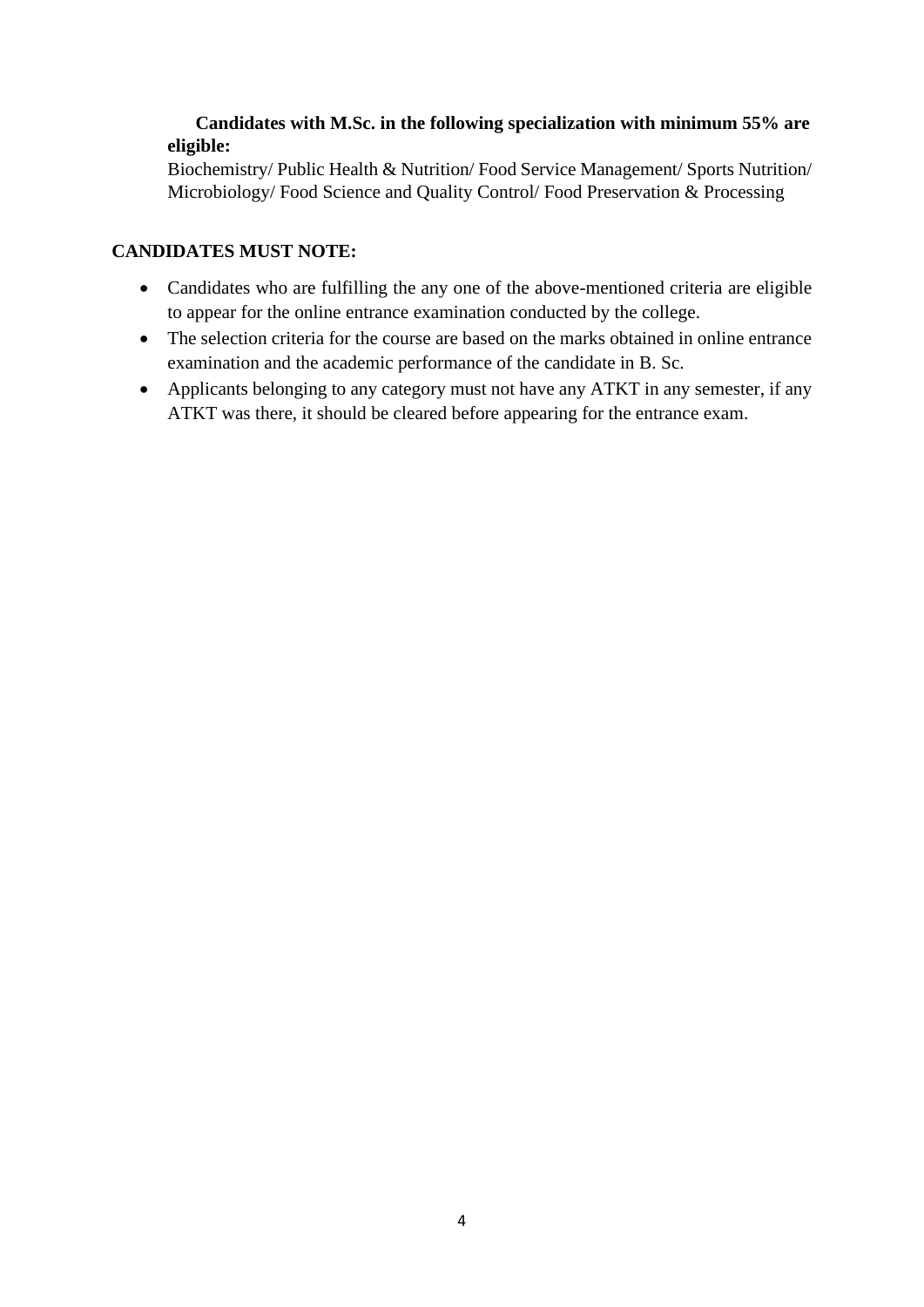**Candidates with M.Sc. in the following specialization with minimum 55% are eligible:**

Biochemistry/ Public Health & Nutrition/ Food Service Management/ Sports Nutrition/ Microbiology/ Food Science and Quality Control/ Food Preservation & Processing

**CANDIDATES MUST NOTE:**

- Candidates who are fulfilling the any one of the above-mentioned criteria are eligible to appear for the online entrance examination conducted by the college.
- The selection criteria for the course are based on the marks obtained in online entrance examination and the academic performance of the candidate in B. Sc.
- Applicants belonging to any category must not have any ATKT in any semester, if any ATKT was there, it should be cleared before appearing for the entrance exam.